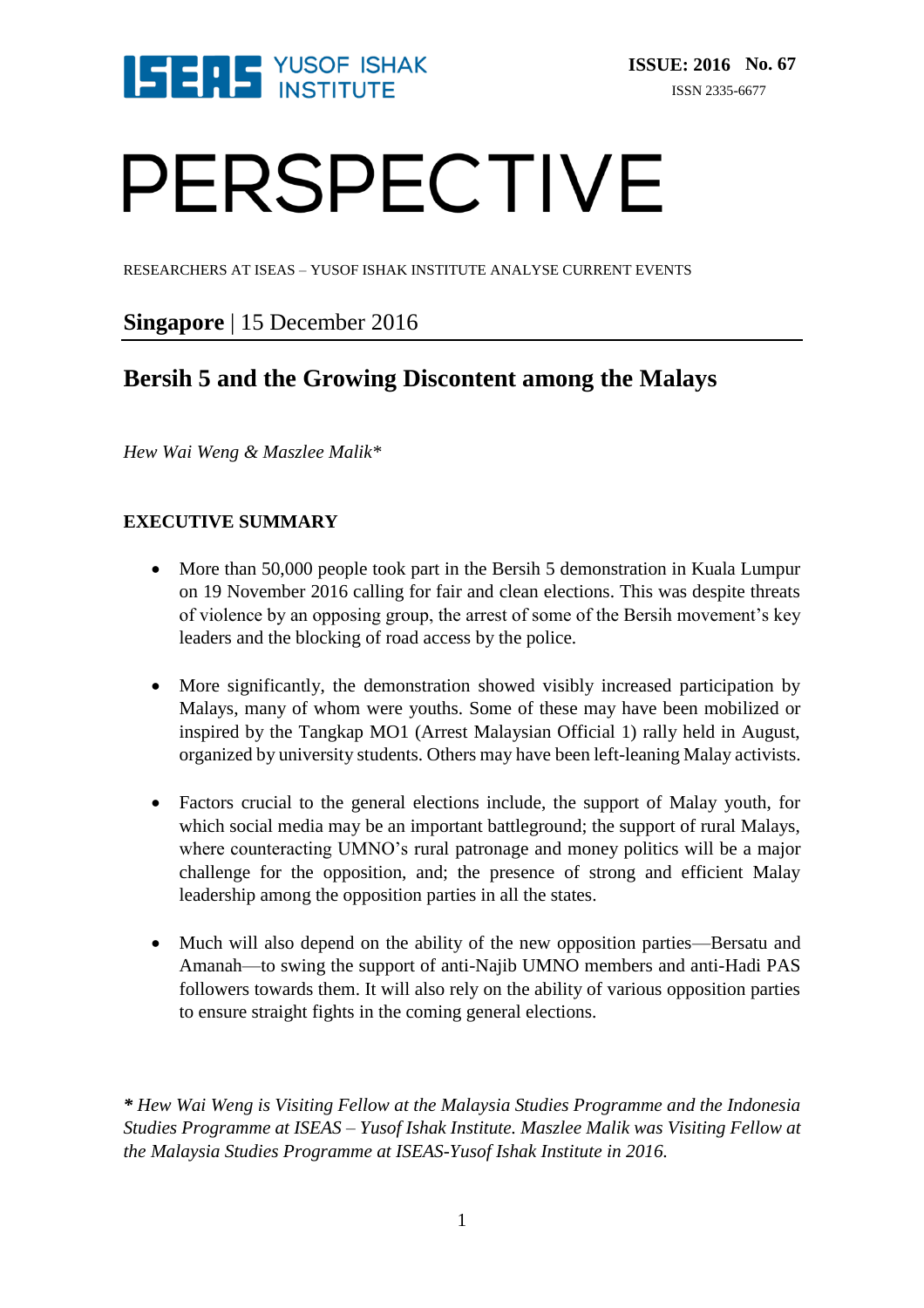ISSUE: 2016 No. 67

ISSN 2335-6677

# PERSPECTIVE

RESEARCHERS AT ISEAS – YUSOF ISHAK INSTITUTE ANALYSE CURRENT EVENTS

**Singapore** | 15 December 2016

## Bersih 5 and the Growing Discontent among the Malays

*Hew Wai Weng & Maszlee Malik\**

**EXECUTIVE SUMMARY**

- More than 50,000 people took part in the Bersih 5 demonstration in Kuala Lumpur on 19 November 2016 calling for fair and clean elections. This was despite threats of violence by an opposing group, the arrest of some of the Bersih movement's key leaders and the blocking of road access by the police.

- More significantly, the demonstration showed visibly increased participation by Malays, many of whom were youths. Some of these may have been mobilized or inspired by the Tangkap MO1 (Arrest Malaysian Official 1) rally held in August, organized by university students. Others may have been left-leaning Malay activists.

- Factors crucial to the general elections include, the support of Malay youth, for which social media may be an important battleground; the support of rural Malays, where counteracting UMNO's rural patronage and money politics will be a major challenge for the opposition, and; the presence of strong and efficient Malay leadership among the opposition parties in all the states.

- Much will also depend on the ability of the new opposition parties—Bersatu and Amanah—to swing the support of anti-Najib UMNO members and anti-Hadi PAS followers towards them. It will also rely on the ability of various opposition parties to ensure straight fights in the coming general elections.

*\* Hew Wai Weng is Visiting Fellow at the Malaysia Studies Programme and the Indonesia Studies Programme at ISEAS – Yusof Ishak Institute. Maszlee Malik was Visiting Fellow at the Malaysia Studies Programme at ISEAS-Yusof Ishak Institute in 2016.*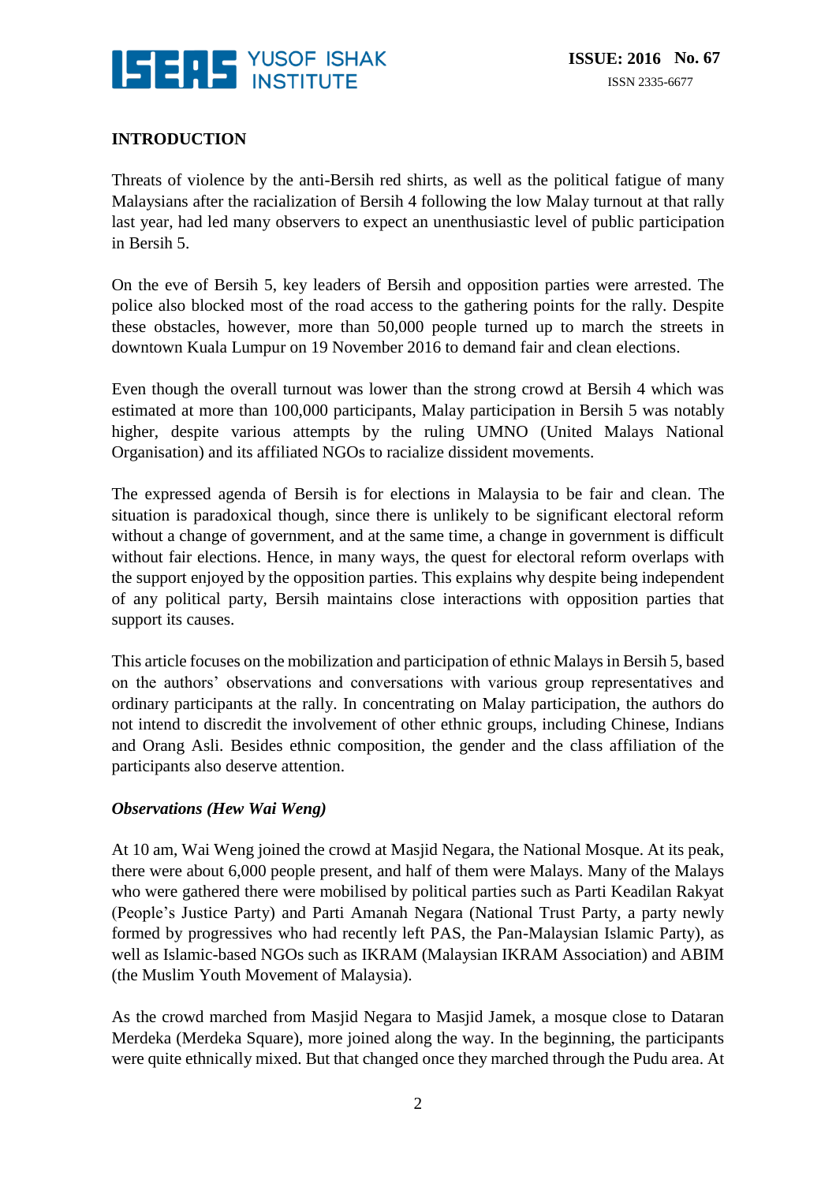## INTRODUCTION

Threats of violence by the anti-Bersih red shirts, as well as the political fatigue of many Malaysians after the racialization of Bersih 4 following the low Malay turnout at that rally last year, had led many observers to expect an unenthusiastic level of public participation in Bersih 5.

On the eve of Bersih 5, key leaders of Bersih and opposition parties were arrested. The police also blocked most of the road access to the gathering points for the rally. Despite these obstacles, however, more than 50,000 people turned up to march the streets in downtown Kuala Lumpur on 19 November 2016 to demand fair and clean elections.

Even though the overall turnout was lower than the strong crowd at Bersih 4 which was estimated at more than 100,000 participants, Malay participation in Bersih 5 was notably higher, despite various attempts by the ruling UMNO (United Malays National Organisation) and its affiliated NGOs to racialize dissident movements.

The expressed agenda of Bersih is for elections in Malaysia to be fair and clean. The situation is paradoxical though, since there is unlikely to be significant electoral reform without a change of government, and at the same time, a change in government is difficult without fair elections. Hence, in many ways, the quest for electoral reform overlaps with the support enjoyed by the opposition parties. This explains why despite being independent of any political party, Bersih maintains close interactions with opposition parties that support its causes.

This article focuses on the mobilization and participation of ethnic Malays in Bersih 5, based on the authors' observations and conversations with various group representatives and ordinary participants at the rally. In concentrating on Malay participation, the authors do not intend to discredit the involvement of other ethnic groups, including Chinese, Indians and Orang Asli. Besides ethnic composition, the gender and the class affiliation of the participants also deserve attention.

### *Observations (Hew Wai Weng)*

At 10 am, Wai Weng joined the crowd at Masjid Negara, the National Mosque. At its peak, there were about 6,000 people present, and half of them were Malays. Many of the Malays who were gathered there were mobilised by political parties such as Parti Keadilan Rakyat (People's Justice Party) and Parti Amanah Negara (National Trust Party, a party newly formed by progressives who had recently left PAS, the Pan-Malaysian Islamic Party), as well as Islamic-based NGOs such as IKRAM (Malaysian IKRAM Association) and ABIM (the Muslim Youth Movement of Malaysia).

As the crowd marched from Masjid Negara to Masjid Jamek, a mosque close to Dataran Merdeka (Merdeka Square), more joined along the way. In the beginning, the participants were quite ethnically mixed. But that changed once they marched through the Pudu area. At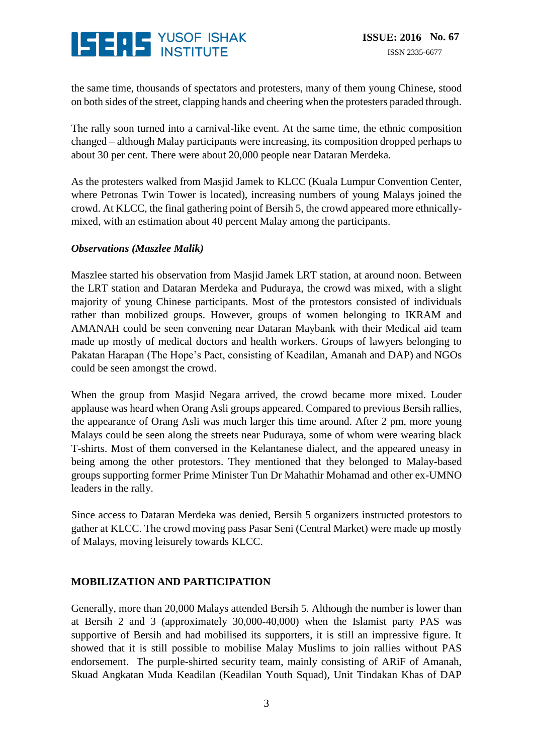the same time, thousands of spectators and protesters, many of them young Chinese, stood on both sides of the street, clapping hands and cheering when the protesters paraded through.

The rally soon turned into a carnival-like event. At the same time, the ethnic composition changed – although Malay participants were increasing, its composition dropped perhaps to about 30 per cent. There were about 20,000 people near Dataran Merdeka.

As the protesters walked from Masjid Jamek to KLCC (Kuala Lumpur Convention Center, where Petronas Twin Tower is located), increasing numbers of young Malays joined the crowd. At KLCC, the final gathering point of Bersih 5, the crowd appeared more ethnically-mixed, with an estimation about 40 percent Malay among the participants.

***Observations (Maszlee Malik)***

Maszlee started his observation from Masjid Jamek LRT station, at around noon. Between the LRT station and Dataran Merdeka and Puduraya, the crowd was mixed, with a slight majority of young Chinese participants. Most of the protestors consisted of individuals rather than mobilized groups. However, groups of women belonging to IKRAM and AMANAH could be seen convening near Dataran Maybank with their Medical aid team made up mostly of medical doctors and health workers. Groups of lawyers belonging to Pakatan Harapan (The Hope's Pact, consisting of Keadilan, Amanah and DAP) and NGOs could be seen amongst the crowd.

When the group from Masjid Negara arrived, the crowd became more mixed. Louder applause was heard when Orang Asli groups appeared. Compared to previous Bersih rallies, the appearance of Orang Asli was much larger this time around. After 2 pm, more young Malays could be seen along the streets near Puduraya, some of whom were wearing black T-shirts. Most of them conversed in the Kelantanese dialect, and the appeared uneasy in being among the other protestors. They mentioned that they belonged to Malay-based groups supporting former Prime Minister Tun Dr Mahathir Mohamad and other ex-UMNO leaders in the rally.

Since access to Dataran Merdeka was denied, Bersih 5 organizers instructed protestors to gather at KLCC. The crowd moving pass Pasar Seni (Central Market) were made up mostly of Malays, moving leisurely towards KLCC.

## MOBILIZATION AND PARTICIPATION

Generally, more than 20,000 Malays attended Bersih 5. Although the number is lower than at Bersih 2 and 3 (approximately 30,000-40,000) when the Islamist party PAS was supportive of Bersih and had mobilised its supporters, it is still an impressive figure. It showed that it is still possible to mobilise Malay Muslims to join rallies without PAS endorsement. The purple-shirted security team, mainly consisting of ARiF of Amanah, Skuad Angkatan Muda Keadilan (Keadilan Youth Squad), Unit Tindakan Khas of DAP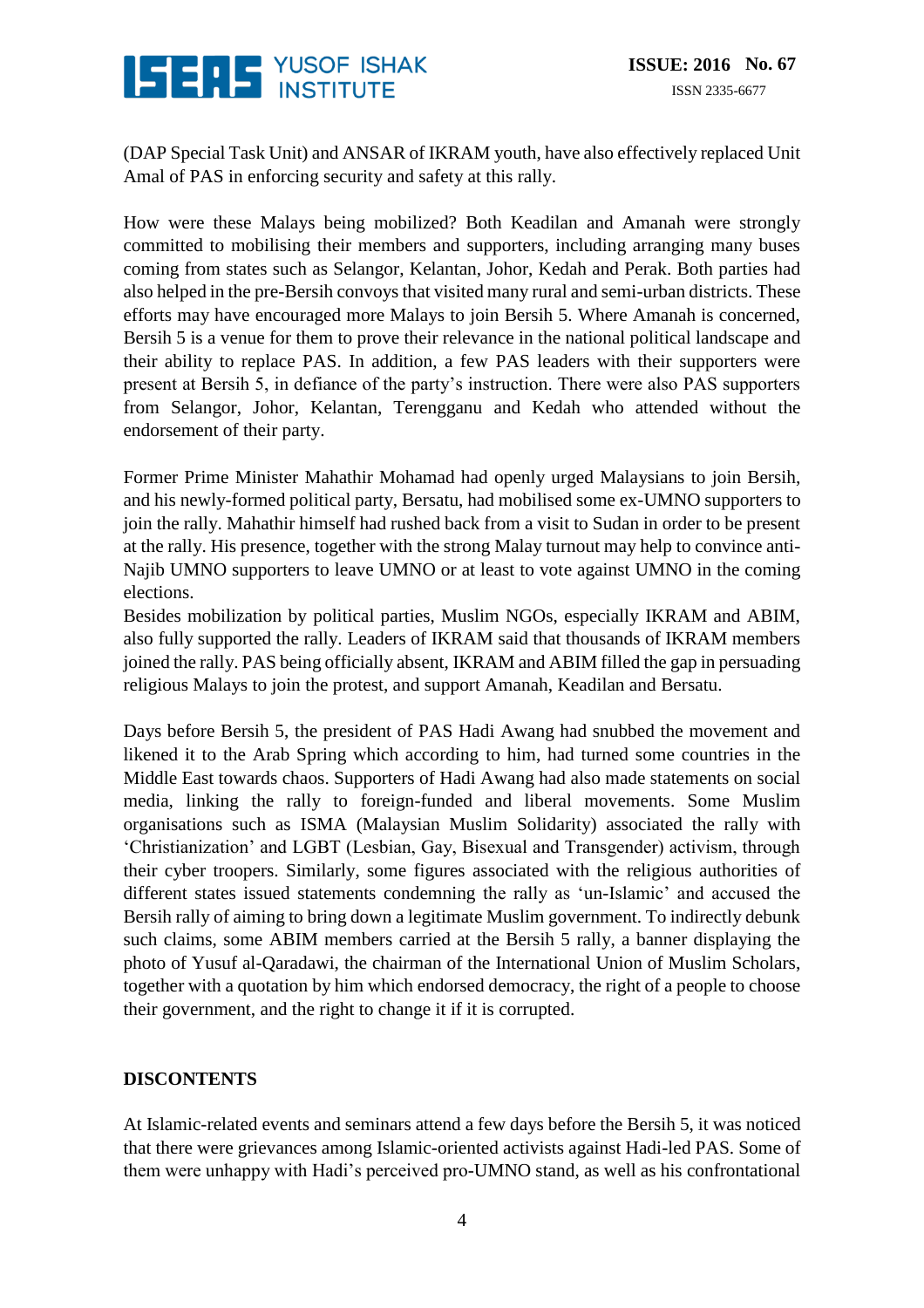(DAP Special Task Unit) and ANSAR of IKRAM youth, have also effectively replaced Unit Amal of PAS in enforcing security and safety at this rally.

How were these Malays being mobilized? Both Keadilan and Amanah were strongly committed to mobilising their members and supporters, including arranging many buses coming from states such as Selangor, Kelantan, Johor, Kedah and Perak. Both parties had also helped in the pre-Bersih convoys that visited many rural and semi-urban districts. These efforts may have encouraged more Malays to join Bersih 5. Where Amanah is concerned, Bersih 5 is a venue for them to prove their relevance in the national political landscape and their ability to replace PAS. In addition, a few PAS leaders with their supporters were present at Bersih 5, in defiance of the party's instruction. There were also PAS supporters from Selangor, Johor, Kelantan, Terengganu and Kedah who attended without the endorsement of their party.

Former Prime Minister Mahathir Mohamad had openly urged Malaysians to join Bersih, and his newly-formed political party, Bersatu, had mobilised some ex-UMNO supporters to join the rally. Mahathir himself had rushed back from a visit to Sudan in order to be present at the rally. His presence, together with the strong Malay turnout may help to convince anti-Najib UMNO supporters to leave UMNO or at least to vote against UMNO in the coming elections.
Besides mobilization by political parties, Muslim NGOs, especially IKRAM and ABIM, also fully supported the rally. Leaders of IKRAM said that thousands of IKRAM members joined the rally. PAS being officially absent, IKRAM and ABIM filled the gap in persuading religious Malays to join the protest, and support Amanah, Keadilan and Bersatu.

Days before Bersih 5, the president of PAS Hadi Awang had snubbed the movement and likened it to the Arab Spring which according to him, had turned some countries in the Middle East towards chaos. Supporters of Hadi Awang had also made statements on social media, linking the rally to foreign-funded and liberal movements. Some Muslim organisations such as ISMA (Malaysian Muslim Solidarity) associated the rally with 'Christianization' and LGBT (Lesbian, Gay, Bisexual and Transgender) activism, through their cyber troopers. Similarly, some figures associated with the religious authorities of different states issued statements condemning the rally as 'un-Islamic' and accused the Bersih rally of aiming to bring down a legitimate Muslim government. To indirectly debunk such claims, some ABIM members carried at the Bersih 5 rally, a banner displaying the photo of Yusuf al-Qaradawi, the chairman of the International Union of Muslim Scholars, together with a quotation by him which endorsed democracy, the right of a people to choose their government, and the right to change it if it is corrupted.

## DISCONTENTS

At Islamic-related events and seminars attend a few days before the Bersih 5, it was noticed that there were grievances among Islamic-oriented activists against Hadi-led PAS. Some of them were unhappy with Hadi's perceived pro-UMNO stand, as well as his confrontational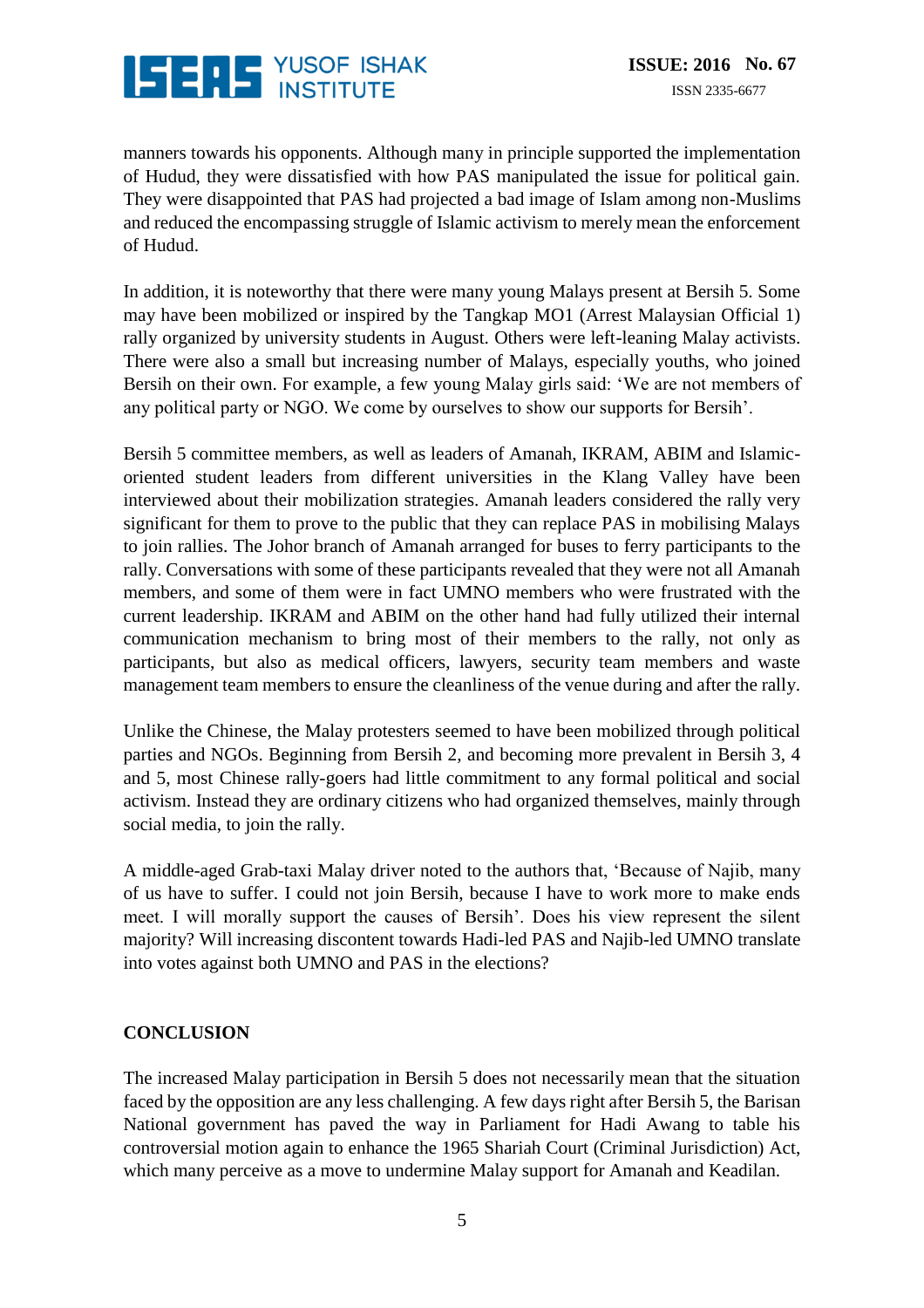manners towards his opponents. Although many in principle supported the implementation of Hudud, they were dissatisfied with how PAS manipulated the issue for political gain. They were disappointed that PAS had projected a bad image of Islam among non-Muslims and reduced the encompassing struggle of Islamic activism to merely mean the enforcement of Hudud.

In addition, it is noteworthy that there were many young Malays present at Bersih 5. Some may have been mobilized or inspired by the Tangkap MO1 (Arrest Malaysian Official 1) rally organized by university students in August. Others were left-leaning Malay activists. There were also a small but increasing number of Malays, especially youths, who joined Bersih on their own. For example, a few young Malay girls said: 'We are not members of any political party or NGO. We come by ourselves to show our supports for Bersih'.

Bersih 5 committee members, as well as leaders of Amanah, IKRAM, ABIM and Islamic-oriented student leaders from different universities in the Klang Valley have been interviewed about their mobilization strategies. Amanah leaders considered the rally very significant for them to prove to the public that they can replace PAS in mobilising Malays to join rallies. The Johor branch of Amanah arranged for buses to ferry participants to the rally. Conversations with some of these participants revealed that they were not all Amanah members, and some of them were in fact UMNO members who were frustrated with the current leadership. IKRAM and ABIM on the other hand had fully utilized their internal communication mechanism to bring most of their members to the rally, not only as participants, but also as medical officers, lawyers, security team members and waste management team members to ensure the cleanliness of the venue during and after the rally.

Unlike the Chinese, the Malay protesters seemed to have been mobilized through political parties and NGOs. Beginning from Bersih 2, and becoming more prevalent in Bersih 3, 4 and 5, most Chinese rally-goers had little commitment to any formal political and social activism. Instead they are ordinary citizens who had organized themselves, mainly through social media, to join the rally.

A middle-aged Grab-taxi Malay driver noted to the authors that, 'Because of Najib, many of us have to suffer. I could not join Bersih, because I have to work more to make ends meet. I will morally support the causes of Bersih'. Does his view represent the silent majority? Will increasing discontent towards Hadi-led PAS and Najib-led UMNO translate into votes against both UMNO and PAS in the elections?

## CONCLUSION

The increased Malay participation in Bersih 5 does not necessarily mean that the situation faced by the opposition are any less challenging. A few days right after Bersih 5, the Barisan National government has paved the way in Parliament for Hadi Awang to table his controversial motion again to enhance the 1965 Shariah Court (Criminal Jurisdiction) Act, which many perceive as a move to undermine Malay support for Amanah and Keadilan.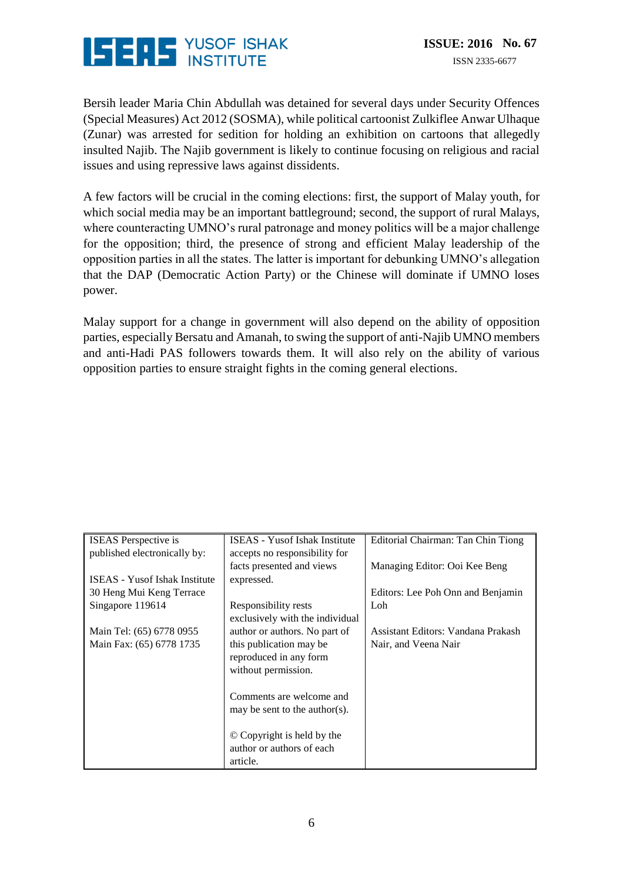Bersih leader Maria Chin Abdullah was detained for several days under Security Offences (Special Measures) Act 2012 (SOSMA), while political cartoonist Zulkiflee Anwar Ulhaque (Zunar) was arrested for sedition for holding an exhibition on cartoons that allegedly insulted Najib. The Najib government is likely to continue focusing on religious and racial issues and using repressive laws against dissidents.

A few factors will be crucial in the coming elections: first, the support of Malay youth, for which social media may be an important battleground; second, the support of rural Malays, where counteracting UMNO's rural patronage and money politics will be a major challenge for the opposition; third, the presence of strong and efficient Malay leadership of the opposition parties in all the states. The latter is important for debunking UMNO's allegation that the DAP (Democratic Action Party) or the Chinese will dominate if UMNO loses power.

Malay support for a change in government will also depend on the ability of opposition parties, especially Bersatu and Amanah, to swing the support of anti-Najib UMNO members and anti-Hadi PAS followers towards them. It will also rely on the ability of various opposition parties to ensure straight fights in the coming general elections.

| | | |
|---|---|---|
| ISEAS Perspective is published electronically by:<br><br>ISEAS - Yusof Ishak Institute<br>30 Heng Mui Keng Terrace<br>Singapore 119614<br><br>Main Tel: (65) 6778 0955<br>Main Fax: (65) 6778 1735 | ISEAS - Yusof Ishak Institute accepts no responsibility for facts presented and views expressed.<br><br>Responsibility rests exclusively with the individual author or authors. No part of this publication may be reproduced in any form without permission.<br><br>Comments are welcome and may be sent to the author(s).<br><br>© Copyright is held by the author or authors of each article. | Editorial Chairman: Tan Chin Tiong<br><br>Managing Editor: Ooi Kee Beng<br><br>Editors: Lee Poh Onn and Benjamin Loh<br><br>Assistant Editors: Vandana Prakash Nair, and Veena Nair |